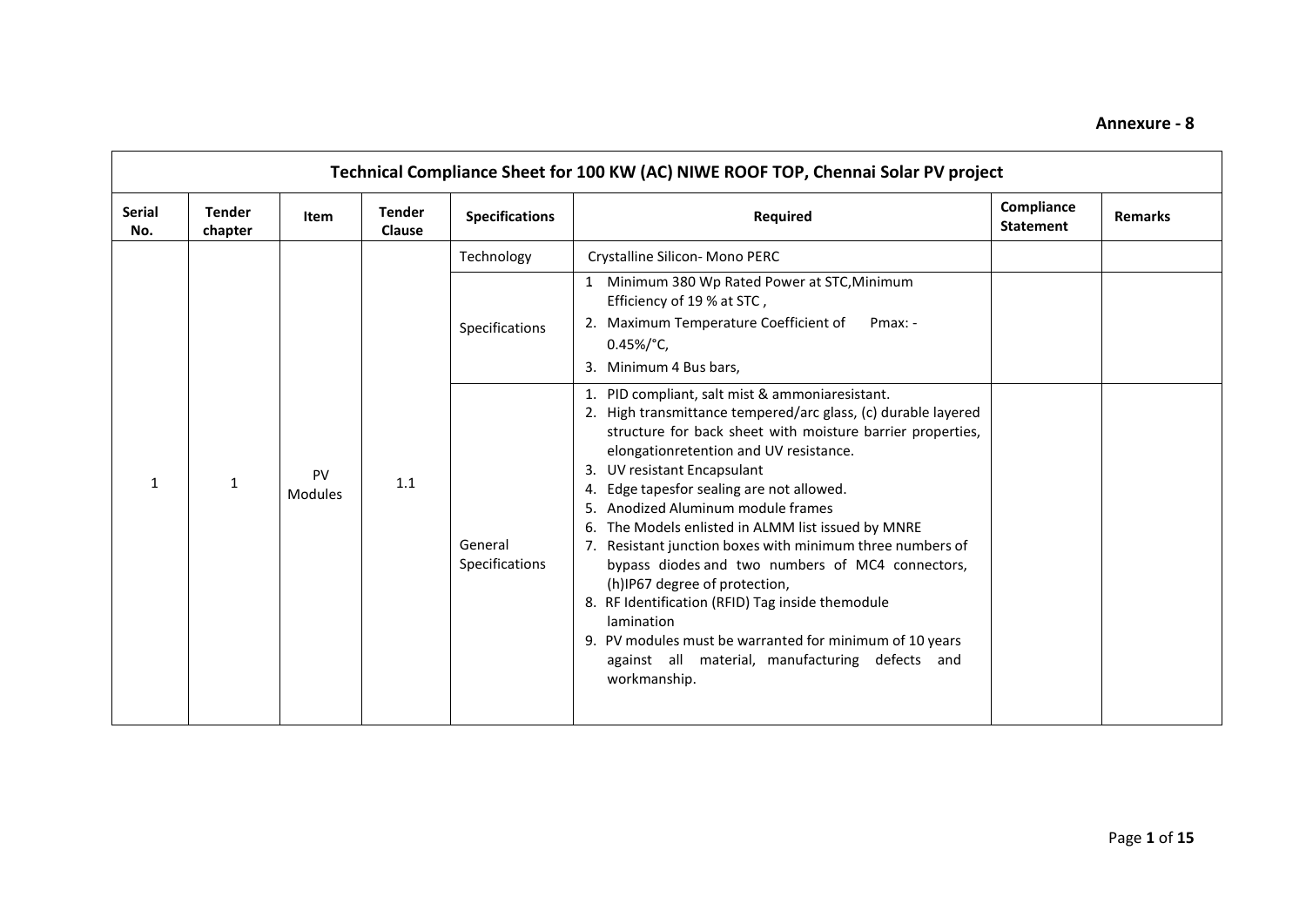**Annexure - 8**

| Technical Compliance Sheet for 100 KW (AC) NIWE ROOF TOP, Chennai Solar PV project | | | | | | | |
|---|---|---|---|---|---|---|---|
| **Serial No.** | **Tender chapter** | **Item** | **Tender Clause** | **Specifications** | **Required** | **Compliance Statement** | **Remarks** |
| 1 | 1 | PV Modules | 1.1 | Technology | Crystalline Silicon- Mono PERC | | |
| | | | | Specifications | 1 Minimum 380 Wp Rated Power at STC,Minimum Efficiency of 19 % at STC ,<br>2. Maximum Temperature Coefficient of Pmax: -0.45%/°C,<br>3. Minimum 4 Bus bars, | | |
| | | | | General Specifications | 1. PID compliant, salt mist & ammoniaresistant.<br>2. High transmittance tempered/arc glass, (c) durable layered structure for back sheet with moisture barrier properties, elongationretention and UV resistance.<br>3. UV resistant Encapsulant<br>4. Edge tapesfor sealing are not allowed.<br>5. Anodized Aluminum module frames<br>6. The Models enlisted in ALMM list issued by MNRE<br>7. Resistant junction boxes with minimum three numbers of bypass diodes and two numbers of MC4 connectors, (h)IP67 degree of protection,<br>8. RF Identification (RFID) Tag inside themodule lamination<br>9. PV modules must be warranted for minimum of 10 years against all material, manufacturing defects and workmanship. | | |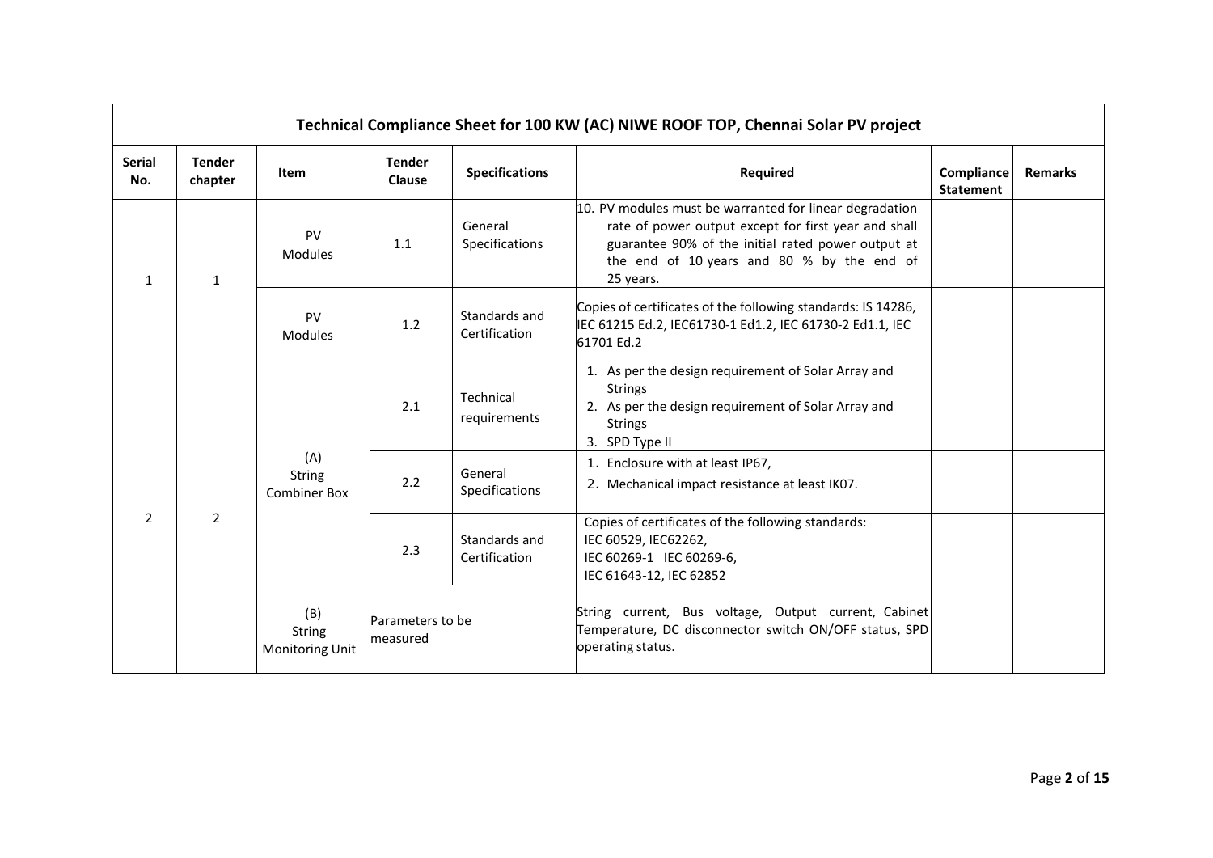| Technical Compliance Sheet for 100 KW (AC) NIWE ROOF TOP, Chennai Solar PV project | | | | | | | |
|---|---|---|---|---|---|---|---|
| **Serial No.** | **Tender chapter** | **Item** | **Tender Clause** | **Specifications** | **Required** | **Compliance Statement** | **Remarks** |
| 1 | 1 | PV Modules | 1.1 | General Specifications | 10. PV modules must be warranted for linear degradation rate of power output except for first year and shall guarantee 90% of the initial rated power output at the end of 10 years and 80 % by the end of 25 years. | | |
| | | PV Modules | 1.2 | Standards and Certification | Copies of certificates of the following standards: IS 14286, IEC 61215 Ed.2, IEC61730-1 Ed1.2, IEC 61730-2 Ed1.1, IEC 61701 Ed.2 | | |
| 2 | 2 | (A) String Combiner Box | 2.1 | Technical requirements | 1. As per the design requirement of Solar Array and Strings<br>2. As per the design requirement of Solar Array and Strings<br>3. SPD Type II | | |
| | | | 2.2 | General Specifications | 1. Enclosure with at least IP67,<br>2. Mechanical impact resistance at least IK07. | | |
| | | | 2.3 | Standards and Certification | Copies of certificates of the following standards:<br>IEC 60529, IEC62262,<br>IEC 60269-1 IEC 60269-6,<br>IEC 61643-12, IEC 62852 | | |
| | | (B) String Monitoring Unit | Parameters to be measured | | String current, Bus voltage, Output current, Cabinet Temperature, DC disconnector switch ON/OFF status, SPD operating status. | | |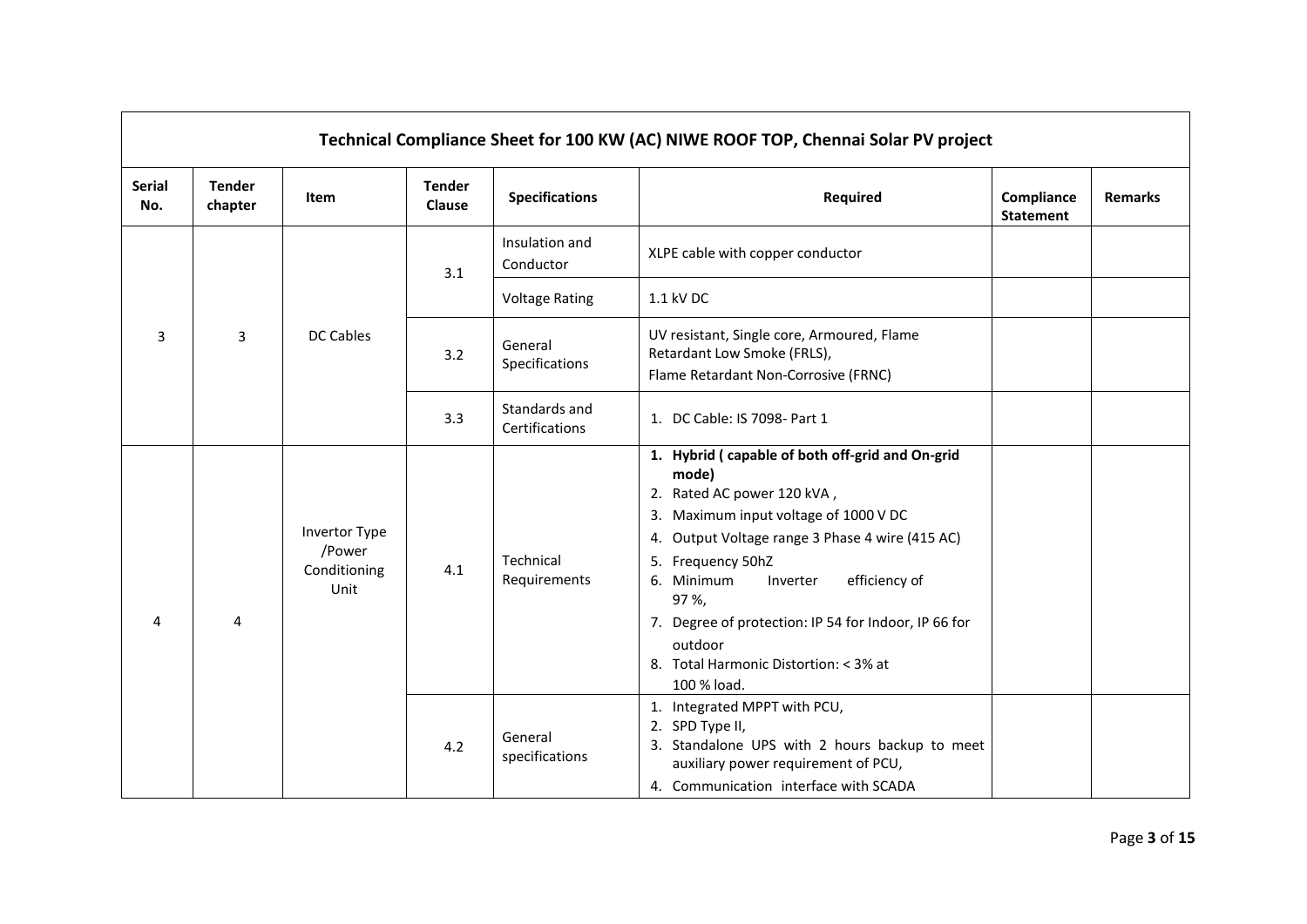| Technical Compliance Sheet for 100 KW (AC) NIWE ROOF TOP, Chennai Solar PV project | | | | | | | |
|---|---|---|---|---|---|---|---|
| **Serial No.** | **Tender chapter** | **Item** | **Tender Clause** | **Specifications** | **Required** | **Compliance Statement** | **Remarks** |
| 3 | 3 | DC Cables | 3.1 | Insulation and Conductor | XLPE cable with copper conductor | | |
| | | | | Voltage Rating | 1.1 kV DC | | |
| | | | 3.2 | General Specifications | UV resistant, Single core, Armoured, Flame Retardant Low Smoke (FRLS),<br>Flame Retardant Non-Corrosive (FRNC) | | |
| | | | 3.3 | Standards and Certifications | 1. DC Cable: IS 7098- Part 1 | | |
| 4 | 4 | Invertor Type /Power Conditioning Unit | 4.1 | Technical Requirements | 1. **Hybrid ( capable of both off-grid and On-grid mode)**<br>2. Rated AC power 120 kVA ,<br>3. Maximum input voltage of 1000 V DC<br>4. Output Voltage range 3 Phase 4 wire (415 AC)<br>5. Frequency 50hZ<br>6. Minimum Inverter efficiency of 97 %,<br>7. Degree of protection: IP 54 for Indoor, IP 66 for outdoor<br>8. Total Harmonic Distortion: < 3% at 100 % load. | | |
| | | | 4.2 | General specifications | 1. Integrated MPPT with PCU,<br>2. SPD Type II,<br>3. Standalone UPS with 2 hours backup to meet auxiliary power requirement of PCU,<br>4. Communication interface with SCADA | | |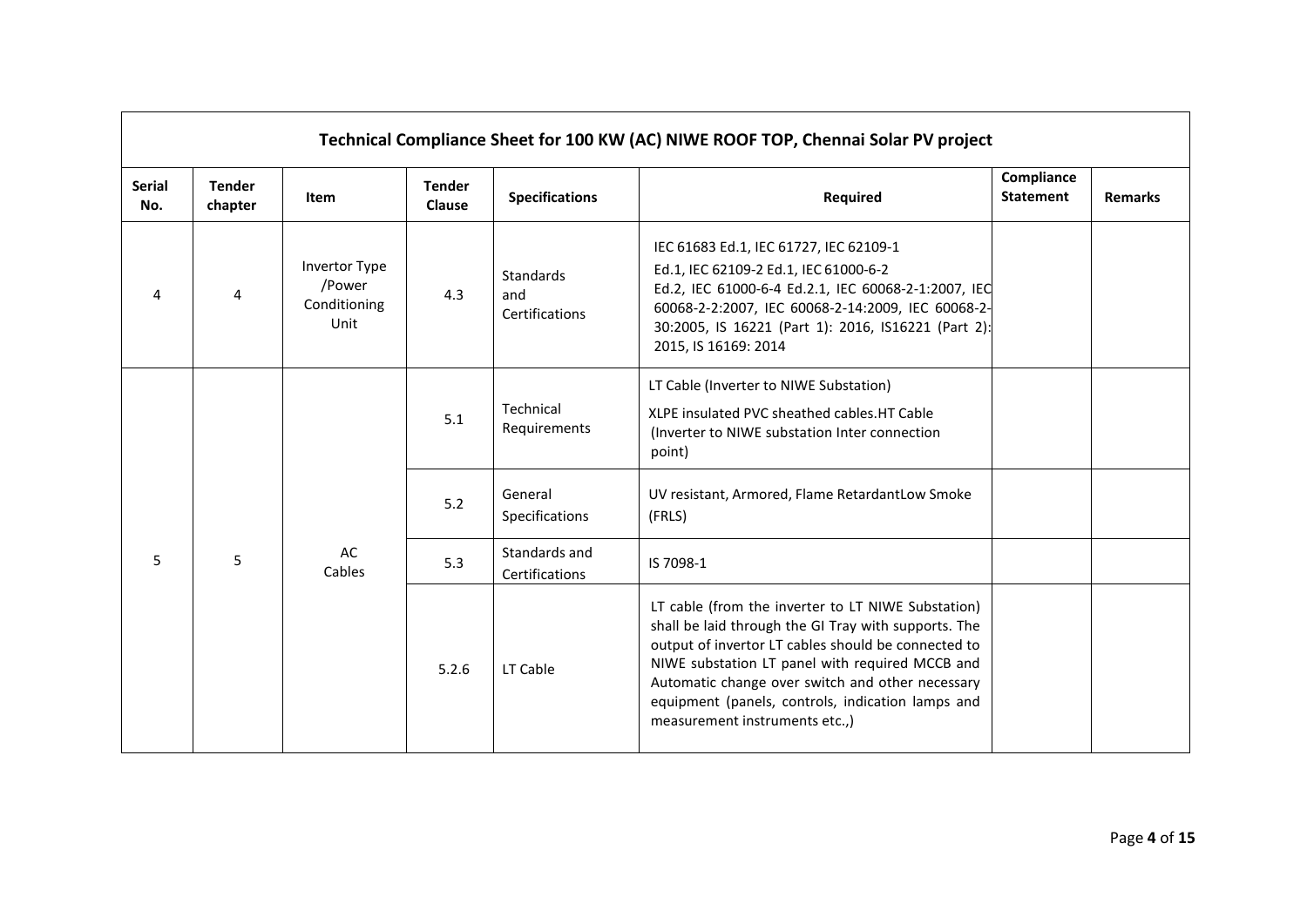| Technical Compliance Sheet for 100 KW (AC) NIWE ROOF TOP, Chennai Solar PV project | | | | | | | |
|---|---|---|---|---|---|---|---|
| **Serial No.** | **Tender chapter** | **Item** | **Tender Clause** | **Specifications** | **Required** | **Compliance Statement** | **Remarks** |
| 4 | 4 | Invertor Type /Power Conditioning Unit | 4.3 | Standards and Certifications | IEC 61683 Ed.1, IEC 61727, IEC 62109-1 Ed.1, IEC 62109-2 Ed.1, IEC 61000-6-2 Ed.2, IEC 61000-6-4 Ed.2.1, IEC 60068-2-1:2007, IEC 60068-2-2:2007, IEC 60068-2-14:2009, IEC 60068-2-30:2005, IS 16221 (Part 1): 2016, IS16221 (Part 2): 2015, IS 16169: 2014 | | |
| 5 | 5 | AC Cables | 5.1 | Technical Requirements | LT Cable (Inverter to NIWE Substation) XLPE insulated PVC sheathed cables.HT Cable (Inverter to NIWE substation Inter connection point) | | |
| | | | 5.2 | General Specifications | UV resistant, Armored, Flame RetardantLow Smoke (FRLS) | | |
| | | | 5.3 | Standards and Certifications | IS 7098-1 | | |
| | | | 5.2.6 | LT Cable | LT cable (from the inverter to LT NIWE Substation) shall be laid through the GI Tray with supports. The output of invertor LT cables should be connected to NIWE substation LT panel with required MCCB and Automatic change over switch and other necessary equipment (panels, controls, indication lamps and measurement instruments etc.,) | | |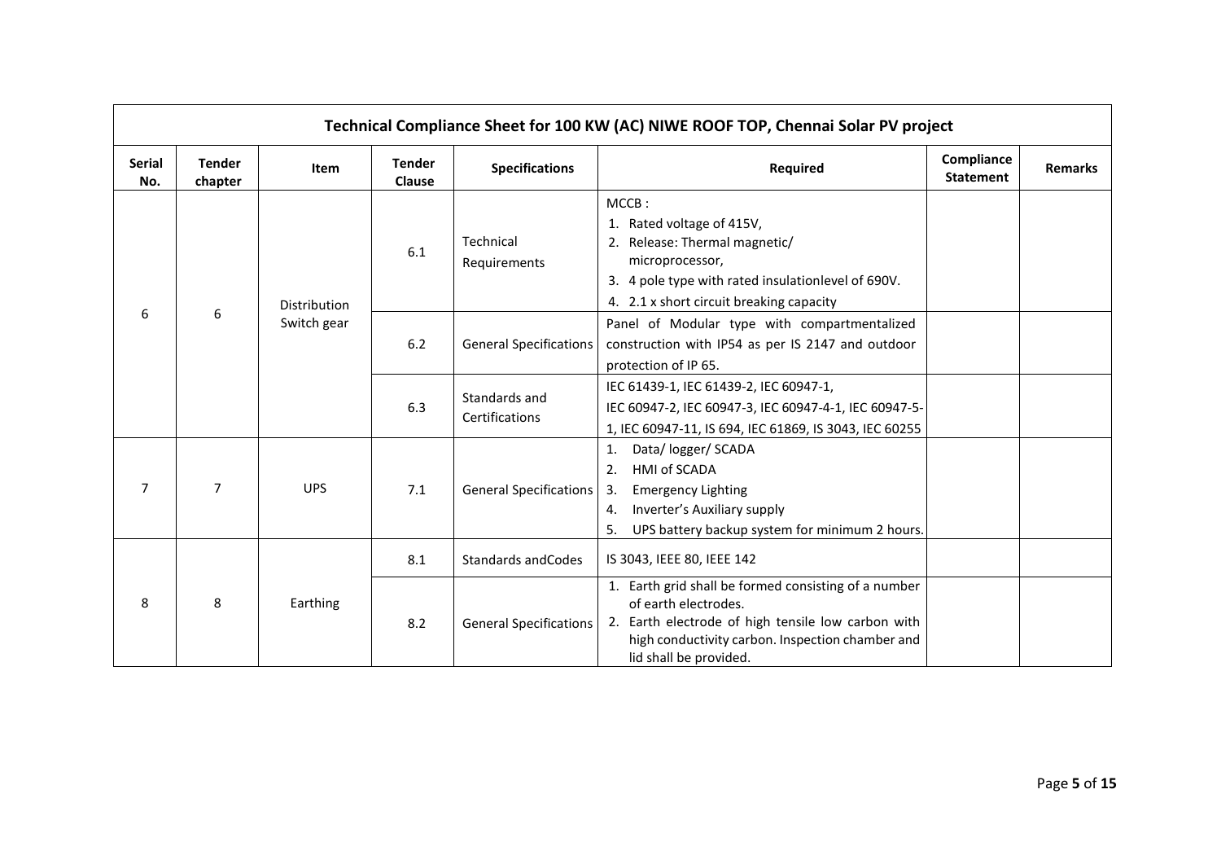| Technical Compliance Sheet for 100 KW (AC) NIWE ROOF TOP, Chennai Solar PV project | | | | | | | |
|---|---|---|---|---|---|---|---|
| **Serial No.** | **Tender chapter** | **Item** | **Tender Clause** | **Specifications** | **Required** | **Compliance Statement** | **Remarks** |
| 6 | 6 | Distribution Switch gear | 6.1 | Technical Requirements | MCCB :<br>1. Rated voltage of 415V,<br>2. Release: Thermal magnetic/ microprocessor,<br>3. 4 pole type with rated insulationlevel of 690V.<br>4. 2.1 x short circuit breaking capacity | | |
| | | | 6.2 | General Specifications | Panel of Modular type with compartmentalized construction with IP54 as per IS 2147 and outdoor protection of IP 65. | | |
| | | | 6.3 | Standards and Certifications | IEC 61439-1, IEC 61439-2, IEC 60947-1, IEC 60947-2, IEC 60947-3, IEC 60947-4-1, IEC 60947-5-1, IEC 60947-11, IS 694, IEC 61869, IS 3043, IEC 60255 | | |
| 7 | 7 | UPS | 7.1 | General Specifications | 1. Data/ logger/ SCADA<br>2. HMI of SCADA<br>3. Emergency Lighting<br>4. Inverter's Auxiliary supply<br>5. UPS battery backup system for minimum 2 hours. | | |
| 8 | 8 | Earthing | 8.1 | Standards andCodes | IS 3043, IEEE 80, IEEE 142 | | |
| | | | 8.2 | General Specifications | 1. Earth grid shall be formed consisting of a number of earth electrodes.<br>2. Earth electrode of high tensile low carbon with high conductivity carbon. Inspection chamber and lid shall be provided. | | |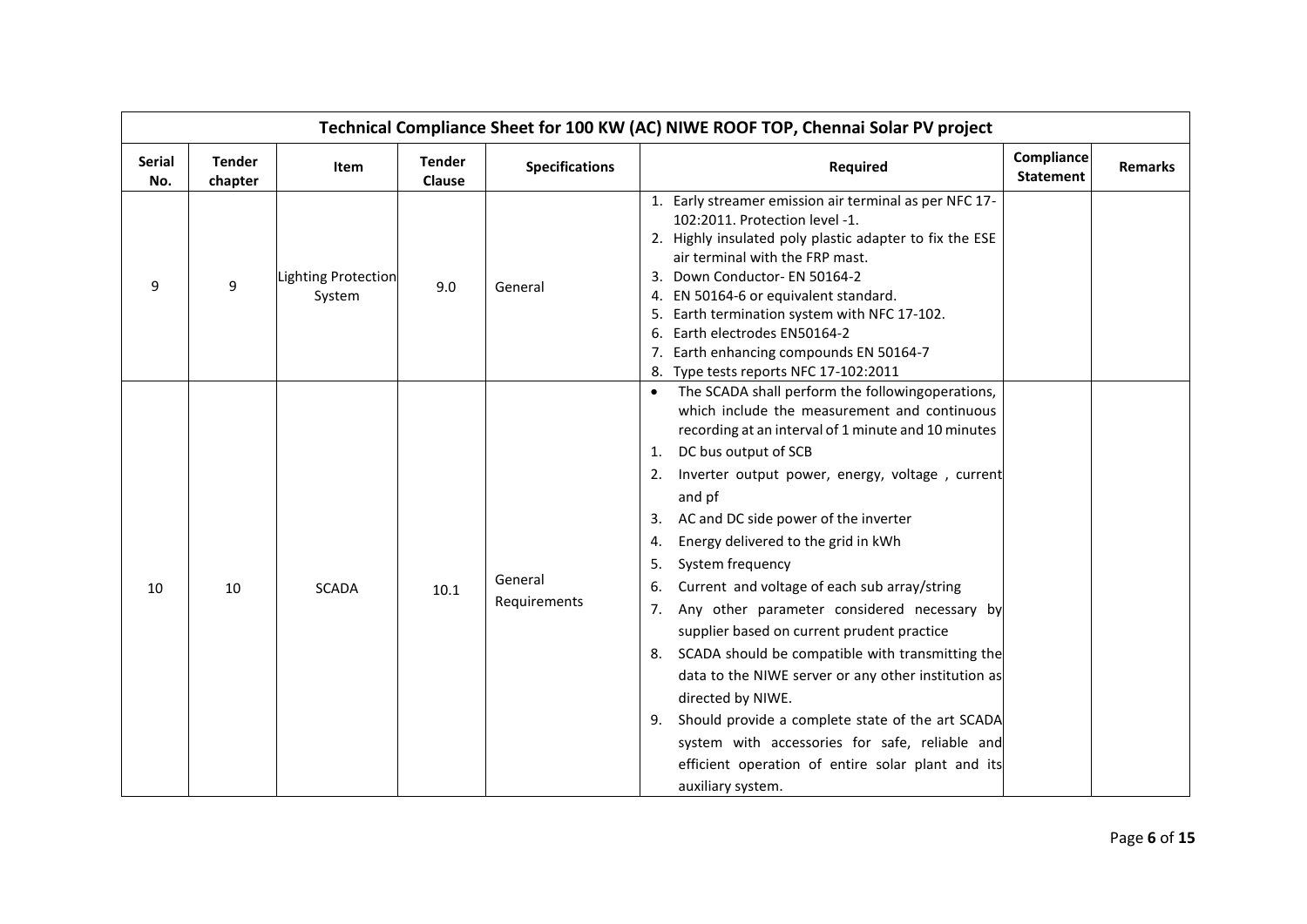| Technical Compliance Sheet for 100 KW (AC) NIWE ROOF TOP, Chennai Solar PV project | | | | | | | |
|---|---|---|---|---|---|---|---|
| **Serial No.** | **Tender chapter** | **Item** | **Tender Clause** | **Specifications** | **Required** | **Compliance Statement** | **Remarks** |
| 9 | 9 | Lighting Protection System | 9.0 | General | 1. Early streamer emission air terminal as per NFC 17-102:2011. Protection level -1.<br>2. Highly insulated poly plastic adapter to fix the ESE air terminal with the FRP mast.<br>3. Down Conductor- EN 50164-2<br>4. EN 50164-6 or equivalent standard.<br>5. Earth termination system with NFC 17-102.<br>6. Earth electrodes EN50164-2<br>7. Earth enhancing compounds EN 50164-7<br>8. Type tests reports NFC 17-102:2011 | | |
| 10 | 10 | SCADA | 10.1 | General Requirements | • The SCADA shall perform the followingoperations, which include the measurement and continuous recording at an interval of 1 minute and 10 minutes<br>1. DC bus output of SCB<br>2. Inverter output power, energy, voltage , current and pf<br>3. AC and DC side power of the inverter<br>4. Energy delivered to the grid in kWh<br>5. System frequency<br>6. Current and voltage of each sub array/string<br>7. Any other parameter considered necessary by supplier based on current prudent practice<br>8. SCADA should be compatible with transmitting the data to the NIWE server or any other institution as directed by NIWE.<br>9. Should provide a complete state of the art SCADA system with accessories for safe, reliable and efficient operation of entire solar plant and its auxiliary system. | | |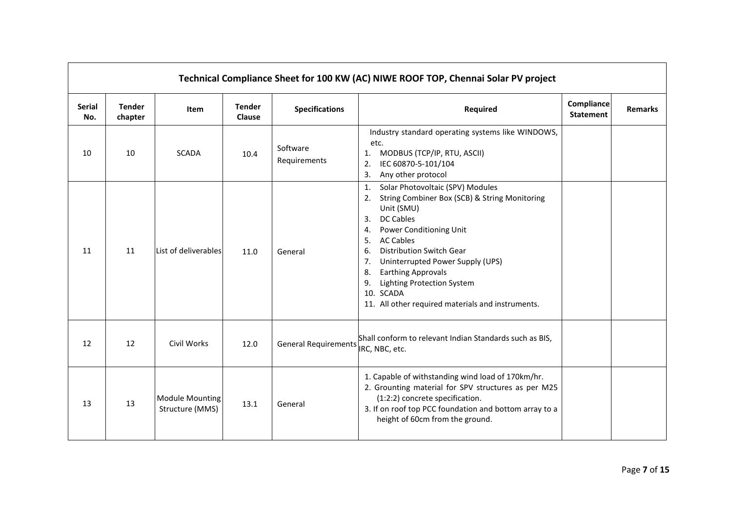| Technical Compliance Sheet for 100 KW (AC) NIWE ROOF TOP, Chennai Solar PV project | | | | | | | |
|---|---|---|---|---|---|---|---|
| **Serial No.** | **Tender chapter** | **Item** | **Tender Clause** | **Specifications** | **Required** | **Compliance Statement** | **Remarks** |
| 10 | 10 | SCADA | 10.4 | Software Requirements | Industry standard operating systems like WINDOWS, etc.<br>1. MODBUS (TCP/IP, RTU, ASCII)<br>2. IEC 60870-5-101/104<br>3. Any other protocol | | |
| 11 | 11 | List of deliverables | 11.0 | General | 1. Solar Photovoltaic (SPV) Modules<br>2. String Combiner Box (SCB) & String Monitoring Unit (SMU)<br>3. DC Cables<br>4. Power Conditioning Unit<br>5. AC Cables<br>6. Distribution Switch Gear<br>7. Uninterrupted Power Supply (UPS)<br>8. Earthing Approvals<br>9. Lighting Protection System<br>10. SCADA<br>11. All other required materials and instruments. | | |
| 12 | 12 | Civil Works | 12.0 | General Requirements | Shall conform to relevant Indian Standards such as BIS, IRC, NBC, etc. | | |
| 13 | 13 | Module Mounting Structure (MMS) | 13.1 | General | 1. Capable of withstanding wind load of 170km/hr.<br>2. Grounting material for SPV structures as per M25 (1:2:2) concrete specification.<br>3. If on roof top PCC foundation and bottom array to a height of 60cm from the ground. | | |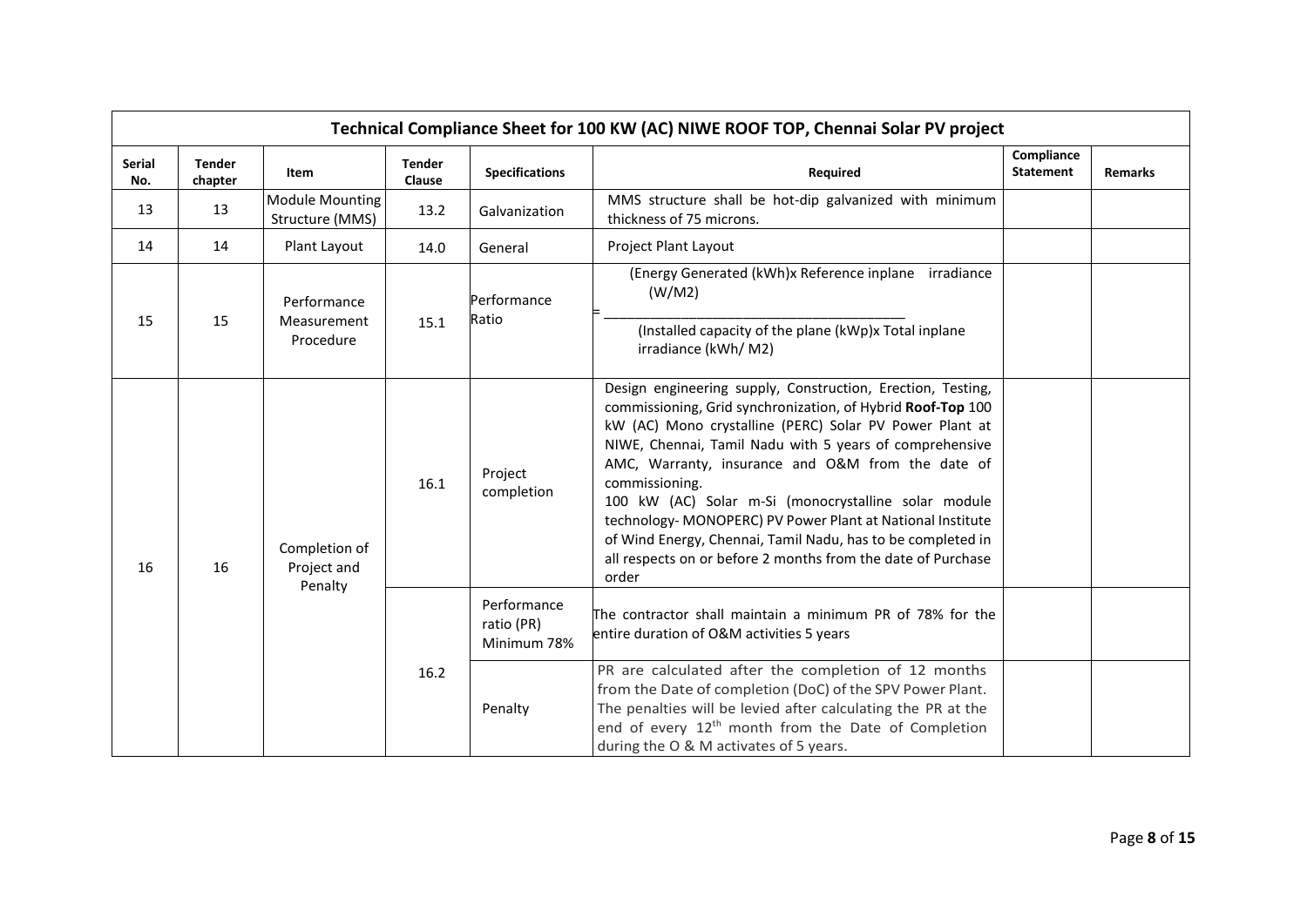| Technical Compliance Sheet for 100 KW (AC) NIWE ROOF TOP, Chennai Solar PV project | | | | | | | |
|---|---|---|---|---|---|---|---|
| **Serial No.** | **Tender chapter** | **Item** | **Tender Clause** | **Specifications** | **Required** | **Compliance Statement** | **Remarks** |
| 13 | 13 | Module Mounting Structure (MMS) | 13.2 | Galvanization | MMS structure shall be hot-dip galvanized with minimum thickness of 75 microns. | | |
| 14 | 14 | Plant Layout | 14.0 | General | Project Plant Layout | | |
| 15 | 15 | Performance Measurement Procedure | 15.1 | Performance Ratio | $= \frac{\text{(Energy Generated (kWh)x Reference inplane irradiance (W/M2)}}{\text{(Installed capacity of the plane (kWp)x Total inplane irradiance (kWh/ M2)}}$ | | |
| 16 | 16 | Completion of Project and Penalty | 16.1 | Project completion | Design engineering supply, Construction, Erection, Testing, commissioning, Grid synchronization, of Hybrid **Roof-Top** 100 kW (AC) Mono crystalline (PERC) Solar PV Power Plant at NIWE, Chennai, Tamil Nadu with 5 years of comprehensive AMC, Warranty, insurance and O&M from the date of commissioning.<br>100 kW (AC) Solar m-Si (monocrystalline solar module technology- MONOPERC) PV Power Plant at National Institute of Wind Energy, Chennai, Tamil Nadu, has to be completed in all respects on or before 2 months from the date of Purchase order | | |
| | | | 16.2 | Performance ratio (PR) Minimum 78% | The contractor shall maintain a minimum PR of 78% for the entire duration of O&M activities 5 years | | |
| | | | | Penalty | PR are calculated after the completion of 12 months from the Date of completion (DoC) of the SPV Power Plant. The penalties will be levied after calculating the PR at the end of every 12th month from the Date of Completion during the O & M activates of 5 years. | | |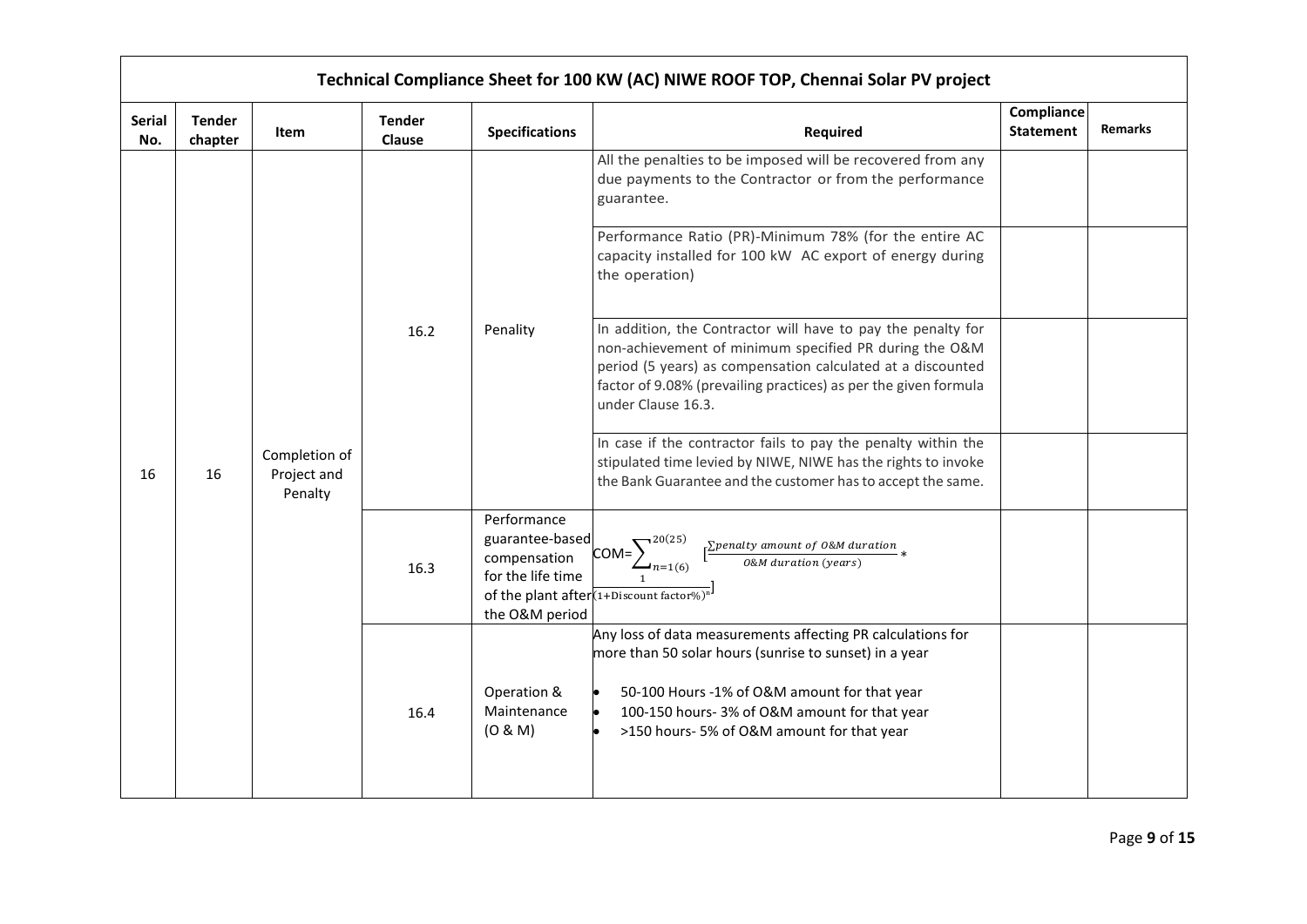# Technical Compliance Sheet for 100 KW (AC) NIWE ROOF TOP, Chennai Solar PV project

| Serial No. | Tender chapter | Item | Tender Clause | Specifications | Required | Compliance Statement | Remarks |
|---|---|---|---|---|---|---|---|
| 16 | 16 | Completion of Project and Penalty | 16.2 | Penality | All the penalties to be imposed will be recovered from any due payments to the Contractor or from the performance guarantee. | | |
| | | | | | Performance Ratio (PR)-Minimum 78% (for the entire AC capacity installed for 100 kW AC export of energy during the operation) | | |
| | | | | | In addition, the Contractor will have to pay the penalty for non-achievement of minimum specified PR during the O&M period (5 years) as compensation calculated at a discounted factor of 9.08% (prevailing practices) as per the given formula under Clause 16.3. | | |
| | | | | | In case if the contractor fails to pay the penalty within the stipulated time levied by NIWE, NIWE has the rights to invoke the Bank Guarantee and the customer has to accept the same. | | |
| | | | 16.3 | Performance guarantee-based compensation for the life time of the plant after the O&M period | $\text{COM}=\sum_{n=1(6)}^{20(25)} \left[\frac{\sum penalty\ amount\ of\ O\&M\ duration}{O\&M\ duration\ (years)} * \frac{1}{(1+\text{Discount factor}\%)^{n}}\right]$ | | |
| | | | 16.4 | Operation & Maintenance (O & M) | Any loss of data measurements affecting PR calculations for more than 50 solar hours (sunrise to sunset) in a year<br>• 50-100 Hours -1% of O&M amount for that year<br>• 100-150 hours- 3% of O&M amount for that year<br>• >150 hours- 5% of O&M amount for that year | | |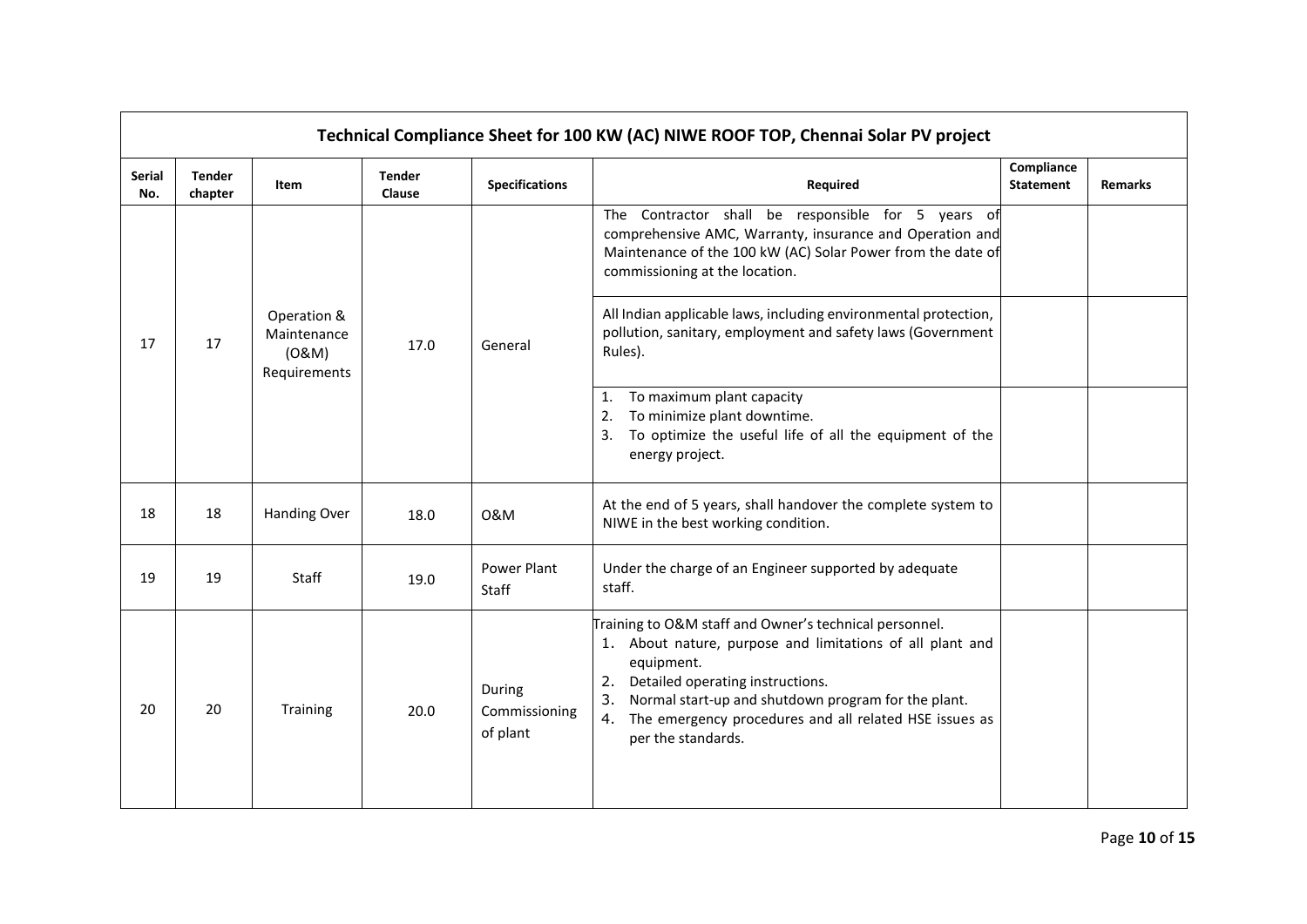| Technical Compliance Sheet for 100 KW (AC) NIWE ROOF TOP, Chennai Solar PV project | | | | | | | |
|---|---|---|---|---|---|---|---|
| **Serial No.** | **Tender chapter** | **Item** | **Tender Clause** | **Specifications** | **Required** | **Compliance Statement** | **Remarks** |
| 17 | 17 | Operation & Maintenance (O&M) Requirements | 17.0 | General | The Contractor shall be responsible for 5 years of comprehensive AMC, Warranty, insurance and Operation and Maintenance of the 100 kW (AC) Solar Power from the date of commissioning at the location. | | |
| | | | | | All Indian applicable laws, including environmental protection, pollution, sanitary, employment and safety laws (Government Rules). | | |
| | | | | | 1. To maximum plant capacity<br>2. To minimize plant downtime.<br>3. To optimize the useful life of all the equipment of the energy project. | | |
| 18 | 18 | Handing Over | 18.0 | O&M | At the end of 5 years, shall handover the complete system to NIWE in the best working condition. | | |
| 19 | 19 | Staff | 19.0 | Power Plant Staff | Under the charge of an Engineer supported by adequate staff. | | |
| 20 | 20 | Training | 20.0 | During Commissioning of plant | Training to O&M staff and Owner's technical personnel.<br>1. About nature, purpose and limitations of all plant and equipment.<br>2. Detailed operating instructions.<br>3. Normal start-up and shutdown program for the plant.<br>4. The emergency procedures and all related HSE issues as per the standards. | | |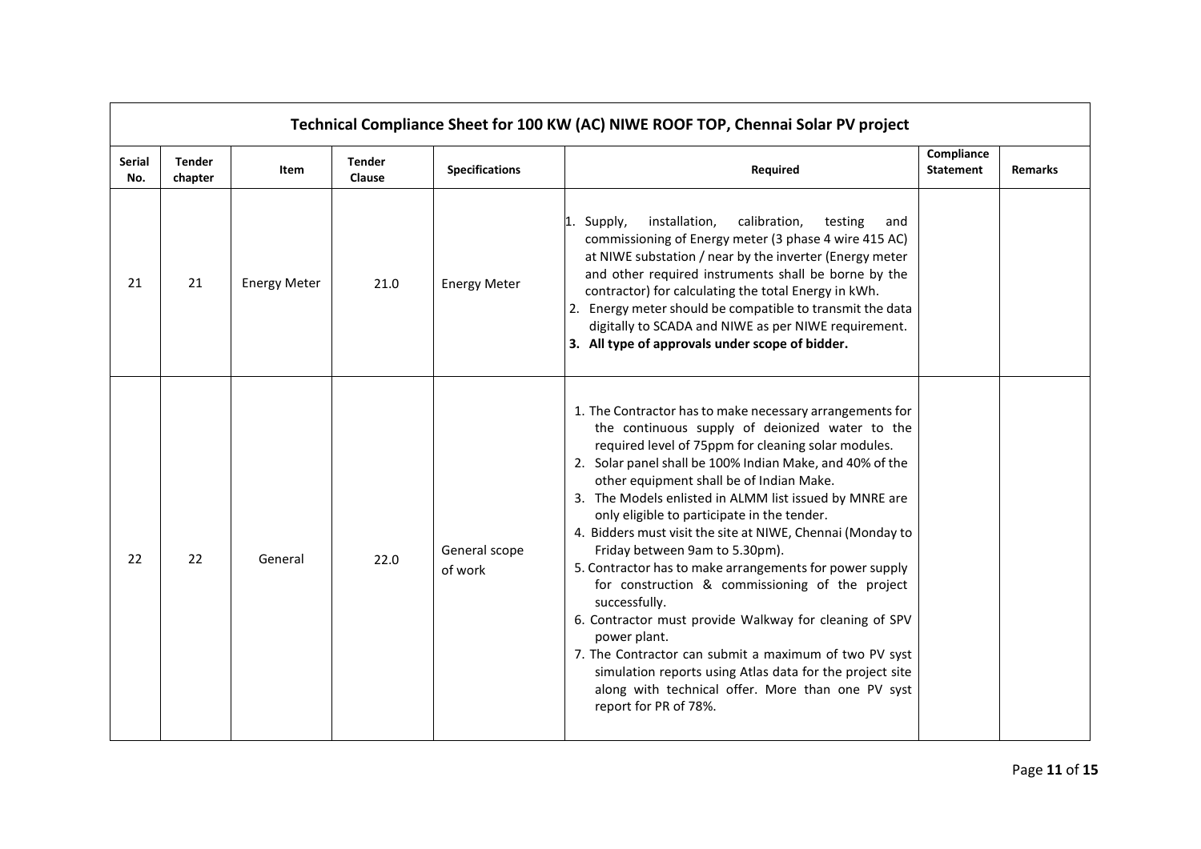| Technical Compliance Sheet for 100 KW (AC) NIWE ROOF TOP, Chennai Solar PV project | | | | | | | |
|---|---|---|---|---|---|---|---|
| **Serial No.** | **Tender chapter** | **Item** | **Tender Clause** | **Specifications** | **Required** | **Compliance Statement** | **Remarks** |
| 21 | 21 | Energy Meter | 21.0 | Energy Meter | 1. Supply, installation, calibration, testing and commissioning of Energy meter (3 phase 4 wire 415 AC) at NIWE substation / near by the inverter (Energy meter and other required instruments shall be borne by the contractor) for calculating the total Energy in kWh.<br>2. Energy meter should be compatible to transmit the data digitally to SCADA and NIWE as per NIWE requirement.<br>**3. All type of approvals under scope of bidder.** | | |
| 22 | 22 | General | 22.0 | General scope of work | 1. The Contractor has to make necessary arrangements for the continuous supply of deionized water to the required level of 75ppm for cleaning solar modules.<br>2. Solar panel shall be 100% Indian Make, and 40% of the other equipment shall be of Indian Make.<br>3. The Models enlisted in ALMM list issued by MNRE are only eligible to participate in the tender.<br>4. Bidders must visit the site at NIWE, Chennai (Monday to Friday between 9am to 5.30pm).<br>5. Contractor has to make arrangements for power supply for construction & commissioning of the project successfully.<br>6. Contractor must provide Walkway for cleaning of SPV power plant.<br>7. The Contractor can submit a maximum of two PV syst simulation reports using Atlas data for the project site along with technical offer. More than one PV syst report for PR of 78%. | | |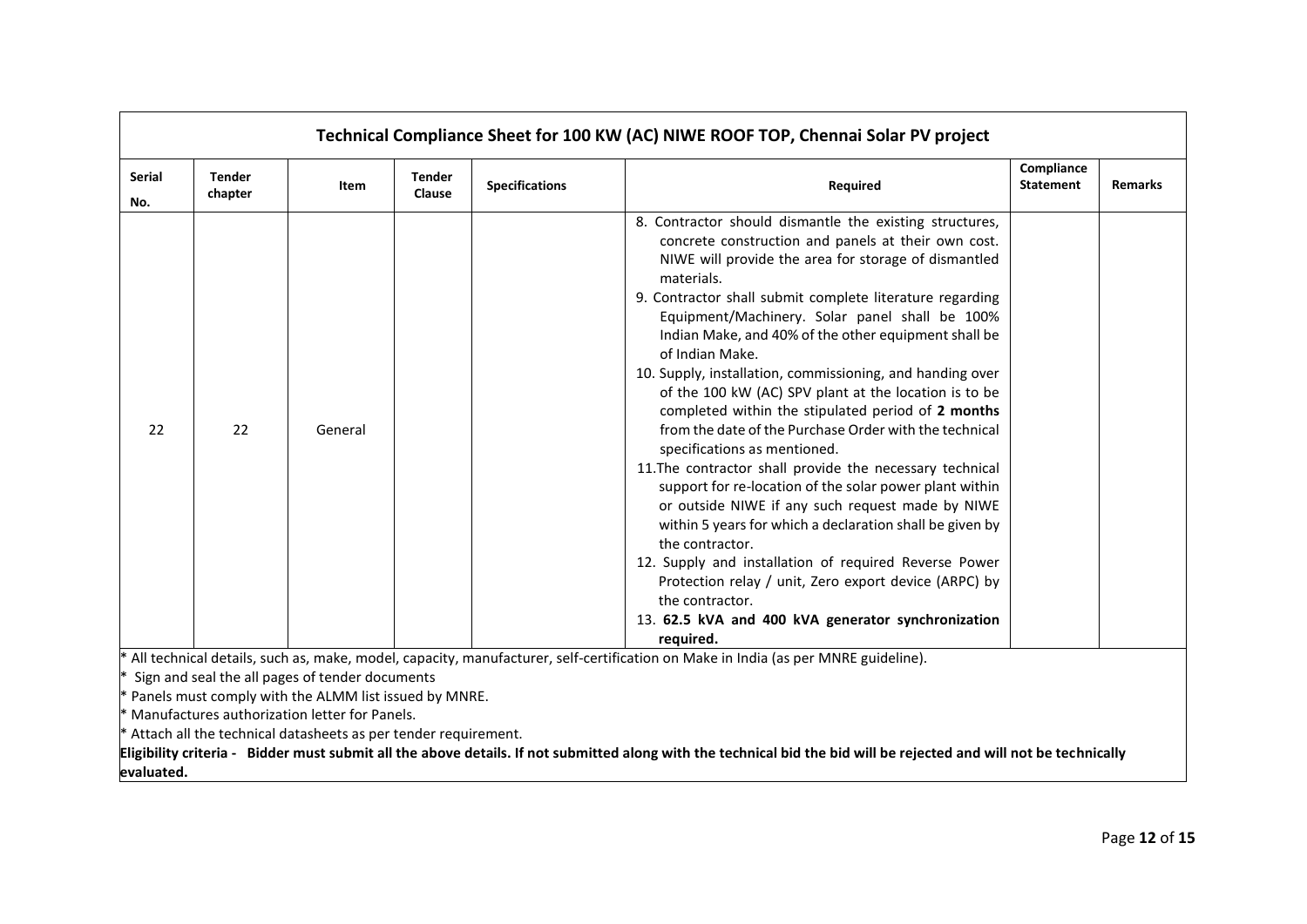**Technical Compliance Sheet for 100 KW (AC) NIWE ROOF TOP, Chennai Solar PV project**

| Serial No. | Tender chapter | Item | Tender Clause | Specifications | Required | Compliance Statement | Remarks |
|---|---|---|---|---|---|---|---|
| 22 | 22 | General | | | 8. Contractor should dismantle the existing structures, concrete construction and panels at their own cost. NIWE will provide the area for storage of dismantled materials.<br>9. Contractor shall submit complete literature regarding Equipment/Machinery. Solar panel shall be 100% Indian Make, and 40% of the other equipment shall be of Indian Make.<br>10. Supply, installation, commissioning, and handing over of the 100 kW (AC) SPV plant at the location is to be completed within the stipulated period of **2 months** from the date of the Purchase Order with the technical specifications as mentioned.<br>11.The contractor shall provide the necessary technical support for re-location of the solar power plant within or outside NIWE if any such request made by NIWE within 5 years for which a declaration shall be given by the contractor.<br>12. Supply and installation of required Reverse Power Protection relay / unit, Zero export device (ARPC) by the contractor.<br>13. **62.5 kVA and 400 kVA generator synchronization required.** | | |

* All technical details, such as, make, model, capacity, manufacturer, self-certification on Make in India (as per MNRE guideline).
* Sign and seal the all pages of tender documents
* Panels must comply with the ALMM list issued by MNRE.
* Manufactures authorization letter for Panels.
* Attach all the technical datasheets as per tender requirement.

**Eligibility criteria - Bidder must submit all the above details. If not submitted along with the technical bid the bid will be rejected and will not be technically evaluated.**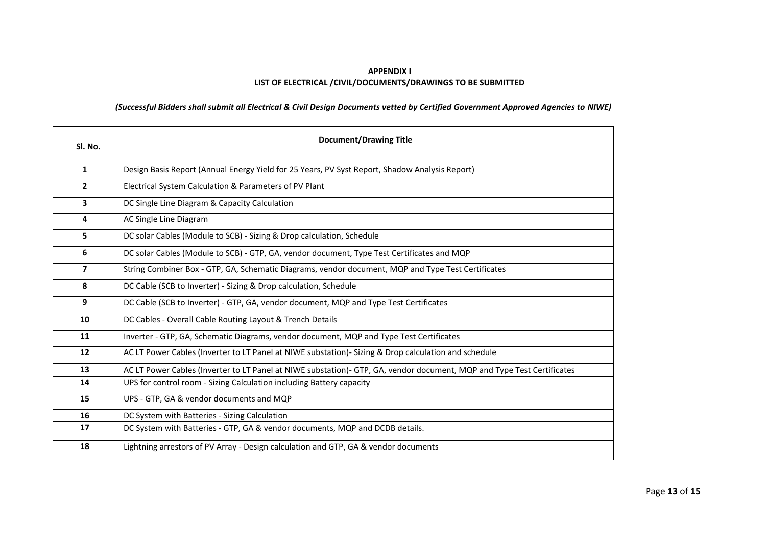**APPENDIX I**
**LIST OF ELECTRICAL /CIVIL/DOCUMENTS/DRAWINGS TO BE SUBMITTED**

***(Successful Bidders shall submit all Electrical & Civil Design Documents vetted by Certified Government Approved Agencies to NIWE)***

| Sl. No. | Document/Drawing Title |
|---|---|
| 1 | Design Basis Report (Annual Energy Yield for 25 Years, PV Syst Report, Shadow Analysis Report) |
| 2 | Electrical System Calculation & Parameters of PV Plant |
| 3 | DC Single Line Diagram & Capacity Calculation |
| 4 | AC Single Line Diagram |
| 5 | DC solar Cables (Module to SCB) - Sizing & Drop calculation, Schedule |
| 6 | DC solar Cables (Module to SCB) - GTP, GA, vendor document, Type Test Certificates and MQP |
| 7 | String Combiner Box - GTP, GA, Schematic Diagrams, vendor document, MQP and Type Test Certificates |
| 8 | DC Cable (SCB to Inverter) - Sizing & Drop calculation, Schedule |
| 9 | DC Cable (SCB to Inverter) - GTP, GA, vendor document, MQP and Type Test Certificates |
| 10 | DC Cables - Overall Cable Routing Layout & Trench Details |
| 11 | Inverter - GTP, GA, Schematic Diagrams, vendor document, MQP and Type Test Certificates |
| 12 | AC LT Power Cables (Inverter to LT Panel at NIWE substation)- Sizing & Drop calculation and schedule |
| 13 | AC LT Power Cables (Inverter to LT Panel at NIWE substation)- GTP, GA, vendor document, MQP and Type Test Certificates |
| 14 | UPS for control room - Sizing Calculation including Battery capacity |
| 15 | UPS - GTP, GA & vendor documents and MQP |
| 16 | DC System with Batteries - Sizing Calculation |
| 17 | DC System with Batteries - GTP, GA & vendor documents, MQP and DCDB details. |
| 18 | Lightning arrestors of PV Array - Design calculation and GTP, GA & vendor documents |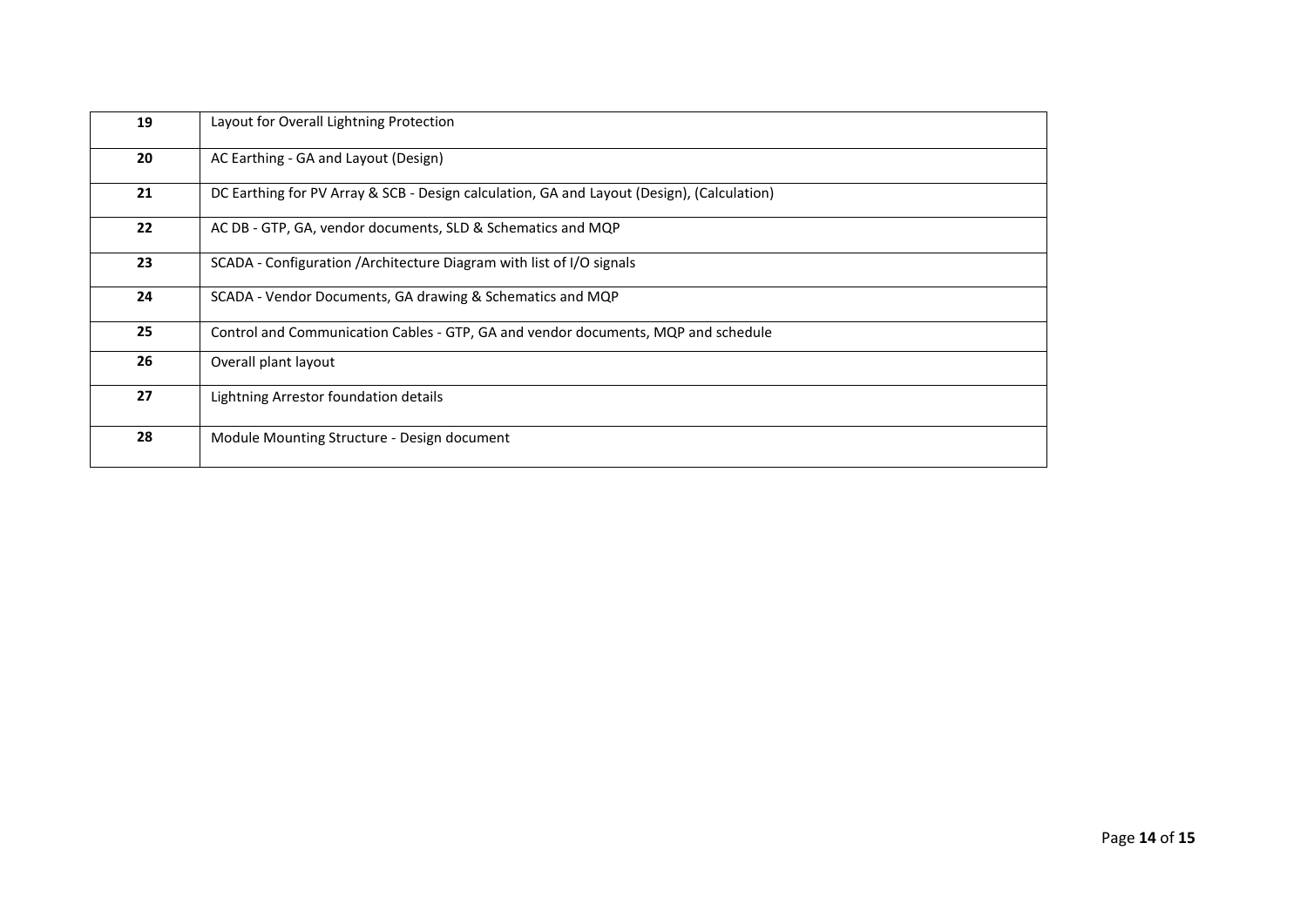| | |
|---|---|
| **19** | Layout for Overall Lightning Protection |
| **20** | AC Earthing - GA and Layout (Design) |
| **21** | DC Earthing for PV Array & SCB - Design calculation, GA and Layout (Design), (Calculation) |
| **22** | AC DB - GTP, GA, vendor documents, SLD & Schematics and MQP |
| **23** | SCADA - Configuration /Architecture Diagram with list of I/O signals |
| **24** | SCADA - Vendor Documents, GA drawing & Schematics and MQP |
| **25** | Control and Communication Cables - GTP, GA and vendor documents, MQP and schedule |
| **26** | Overall plant layout |
| **27** | Lightning Arrestor foundation details |
| **28** | Module Mounting Structure - Design document |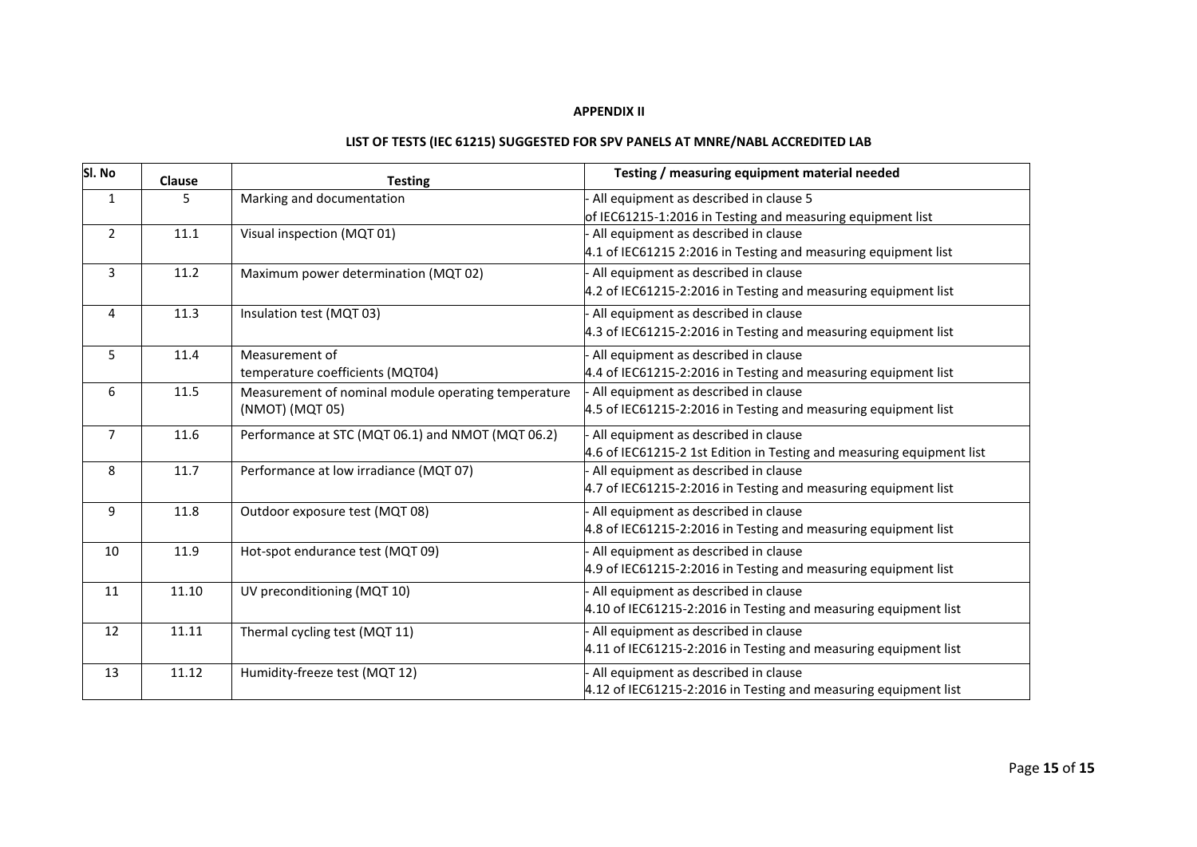**APPENDIX II**

**LIST OF TESTS (IEC 61215) SUGGESTED FOR SPV PANELS AT MNRE/NABL ACCREDITED LAB**

| Sl. No | Clause | Testing | Testing / measuring equipment material needed |
|---|---|---|---|
| 1 | 5 | Marking and documentation | - All equipment as described in clause 5 of IEC61215-1:2016 in Testing and measuring equipment list |
| 2 | 11.1 | Visual inspection (MQT 01) | - All equipment as described in clause 4.1 of IEC61215 2:2016 in Testing and measuring equipment list |
| 3 | 11.2 | Maximum power determination (MQT 02) | - All equipment as described in clause 4.2 of IEC61215-2:2016 in Testing and measuring equipment list |
| 4 | 11.3 | Insulation test (MQT 03) | - All equipment as described in clause 4.3 of IEC61215-2:2016 in Testing and measuring equipment list |
| 5 | 11.4 | Measurement of temperature coefficients (MQT04) | - All equipment as described in clause 4.4 of IEC61215-2:2016 in Testing and measuring equipment list |
| 6 | 11.5 | Measurement of nominal module operating temperature (NMOT) (MQT 05) | - All equipment as described in clause 4.5 of IEC61215-2:2016 in Testing and measuring equipment list |
| 7 | 11.6 | Performance at STC (MQT 06.1) and NMOT (MQT 06.2) | - All equipment as described in clause 4.6 of IEC61215-2 1st Edition in Testing and measuring equipment list |
| 8 | 11.7 | Performance at low irradiance (MQT 07) | - All equipment as described in clause 4.7 of IEC61215-2:2016 in Testing and measuring equipment list |
| 9 | 11.8 | Outdoor exposure test (MQT 08) | - All equipment as described in clause 4.8 of IEC61215-2:2016 in Testing and measuring equipment list |
| 10 | 11.9 | Hot-spot endurance test (MQT 09) | - All equipment as described in clause 4.9 of IEC61215-2:2016 in Testing and measuring equipment list |
| 11 | 11.10 | UV preconditioning (MQT 10) | - All equipment as described in clause 4.10 of IEC61215-2:2016 in Testing and measuring equipment list |
| 12 | 11.11 | Thermal cycling test (MQT 11) | - All equipment as described in clause 4.11 of IEC61215-2:2016 in Testing and measuring equipment list |
| 13 | 11.12 | Humidity-freeze test (MQT 12) | - All equipment as described in clause 4.12 of IEC61215-2:2016 in Testing and measuring equipment list |